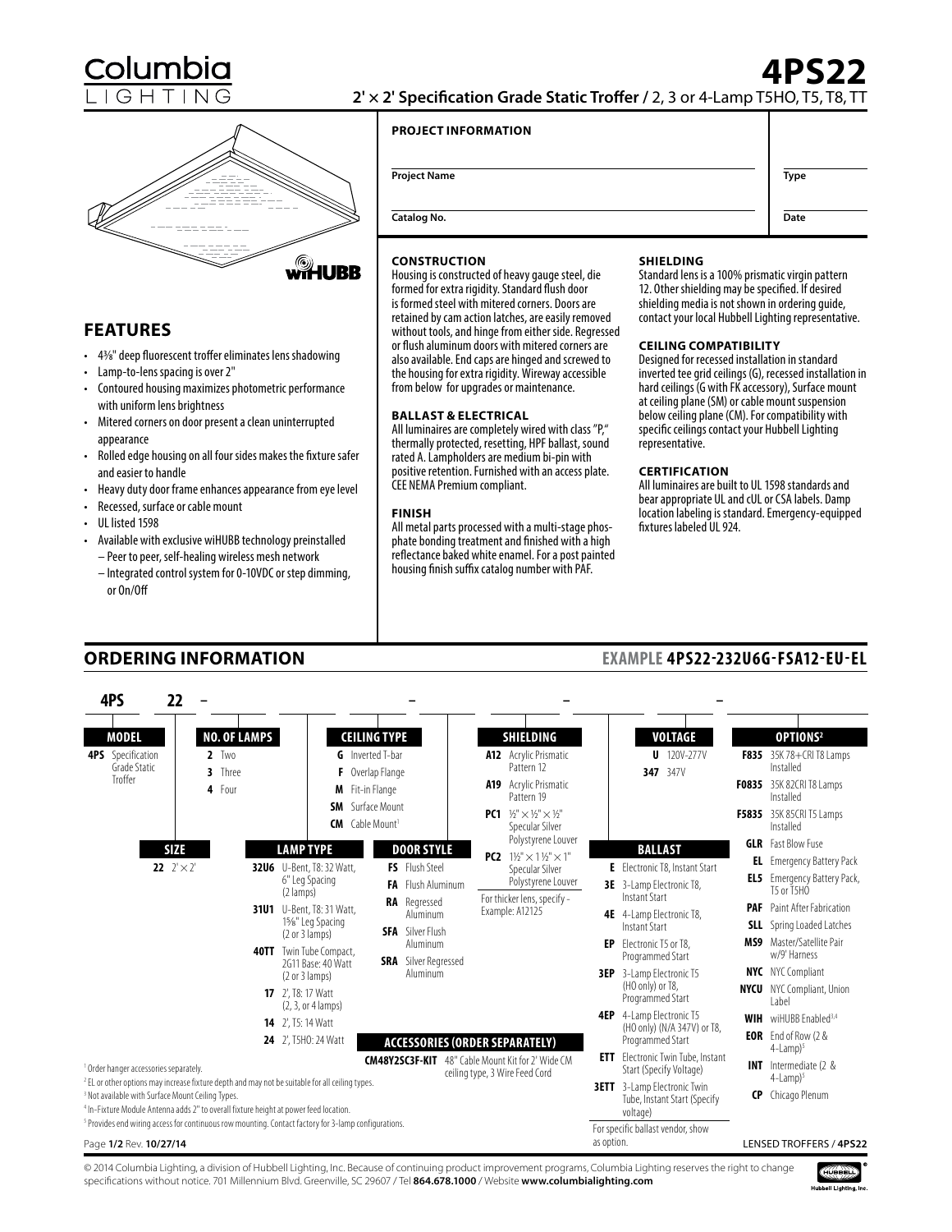# Columbia LIGHTING

# 4PS22

**2' × 2' Specification Grade Static Troffer** / 2, 3 or 4-Lamp T5HO, T5, T8, TT

wiHUBB

## FEATURES

- 4⅜" deep fluorescent troffer eliminates lens shadowing
- Lamp-to-lens spacing is over 2"
- Contoured housing maximizes photometric performance with uniform lens brightness
- Mitered corners on door present a clean uninterrupted appearance
- Rolled edge housing on all four sides makes the fixture safer and easier to handle
- Heavy duty door frame enhances appearance from eye level
- Recessed, surface or cable mount
- UL listed 1598
- Available with exclusive wiHUBB technology preinstalled
  - Peer to peer, self-healing wireless mesh network
  - Integrated control system for 0-10VDC or step dimming, or On/Off

**PROJECT INFORMATION**

| Project Name | Type |
|---|---|
| Catalog No. | Date |

### CONSTRUCTION

Housing is constructed of heavy gauge steel, die formed for extra rigidity. Standard flush door is formed steel with mitered corners. Doors are retained by cam action latches, are easily removed without tools, and hinge from either side. Regressed or flush aluminum doors with mitered corners are also available. End caps are hinged and screwed to the housing for extra rigidity. Wireway accessible from below for upgrades or maintenance.

### BALLAST & ELECTRICAL

All luminaires are completely wired with class "P," thermally protected, resetting, HPF ballast, sound rated A. Lampholders are medium bi-pin with positive retention. Furnished with an access plate. CEE NEMA Premium compliant.

### FINISH

All metal parts processed with a multi-stage phosphate bonding treatment and finished with a high reflectance baked white enamel. For a post painted housing finish suffix catalog number with PAF.

### SHIELDING

Standard lens is a 100% prismatic virgin pattern 12. Other shielding may be specified. If desired shielding media is not shown in ordering guide, contact your local Hubbell Lighting representative.

### CEILING COMPATIBILITY

Designed for recessed installation in standard inverted tee grid ceilings (G), recessed installation in hard ceilings (G with FK accessory), Surface mount at ceiling plane (SM) or cable mount suspension below ceiling plane (CM). For compatibility with specific ceilings contact your Hubbell Lighting representative.

### CERTIFICATION

All luminaires are built to UL 1598 standards and bear appropriate UL and cUL or CSA labels. Damp location labeling is standard. Emergency-equipped fixtures labeled UL 924.

## ORDERING INFORMATION

**EXAMPLE 4PS22-232U6G-FSA12-EU-EL**

**4PS 22 – _ _ _ – _ _ – _ _ – _**

**MODEL**
- **4PS** Specification Grade Static Troffer

**SIZE**
- **22** 2' × 2'

**NO. OF LAMPS**
- **2** Two
- **3** Three
- **4** Four

**LAMP TYPE**
- **32U6** U-Bent, T8: 32 Watt, 6" Leg Spacing (2 lamps)
- **31U1** U-Bent, T8: 31 Watt, 1⅝" Leg Spacing (2 or 3 lamps)
- **40TT** Twin Tube Compact, 2G11 Base: 40 Watt (2 or 3 lamps)
- **17** 2', T8: 17 Watt (2, 3, or 4 lamps)
- **14** 2', T5: 14 Watt
- **24** 2', T5HO: 24 Watt

**CEILING TYPE**
- **G** Inverted T-bar
- **F** Overlap Flange
- **M** Fit-in Flange
- **SM** Surface Mount
- **CM** Cable Mount[1]

**DOOR STYLE**
- **FS** Flush Steel
- **FA** Flush Aluminum
- **RA** Regressed Aluminum
- **SFA** Silver Flush Aluminum
- **SRA** Silver Regressed Aluminum

**SHIELDING**
- **A12** Acrylic Prismatic Pattern 12
- **A19** Acrylic Prismatic Pattern 19
- **PC1** ½" × ½" × ½" Specular Silver Polystyrene Louver
- **PC2** 1½" × 1½" × 1" Specular Silver Polystyrene Louver

For thicker lens, specify - Example: A12125

**VOLTAGE**
- **U** 120V-277V
- **347** 347V

**BALLAST**
- **E** Electronic T8, Instant Start
- **3E** 3-Lamp Electronic T8, Instant Start
- **4E** 4-Lamp Electronic T8, Instant Start
- **EP** Electronic T5 or T8, Programmed Start
- **3EP** 3-Lamp Electronic T5 (HO only) or T8, Programmed Start
- **4EP** 4-Lamp Electronic T5 (HO only) (N/A 347V) or T8, Programmed Start
- **ETT** Electronic Twin Tube, Instant Start (Specify Voltage)
- **3ETT** 3-Lamp Electronic Twin Tube, Instant Start (Specify voltage)

For specific ballast vendor, show as option.

**OPTIONS[2]**
- **F835** 35K 78+CRI T8 Lamps Installed
- **F0835** 35K 82CRI T8 Lamps Installed
- **F5835** 35K 85CRI T5 Lamps Installed
- **GLR** Fast Blow Fuse
- **EL** Emergency Battery Pack
- **EL5** Emergency Battery Pack, T5 or T5HO
- **PAF** Paint After Fabrication
- **SLL** Spring Loaded Latches
- **MS9** Master/Satellite Pair w/9' Harness
- **NYC** NYC Compliant
- **NYCU** NYC Compliant, Union Label
- **WIH** wiHUBB Enabled[3,4]
- **EOR** End of Row (2 & 4-Lamp)[5]
- **INT** Intermediate (2 & 4-Lamp)[5]
- **CP** Chicago Plenum

**ACCESSORIES (ORDER SEPARATELY)**
- **CM48Y2SC3F-KIT** 48" Cable Mount Kit for 2' Wide CM ceiling type, 3 Wire Feed Cord

[1] Order hanger accessories separately.
[2] EL or other options may increase fixture depth and may not be suitable for all ceiling types.
[3] Not available with Surface Mount Ceiling Types.
[4] In-Fixture Module Antenna adds 2" to overall fixture height at power feed location.
[5] Provides end wiring access for continuous row mounting. Contact factory for 3-lamp configurations.

© 2014 Columbia Lighting, a division of Hubbell Lighting, Inc. Because of continuing product improvement programs, Columbia Lighting reserves the right to change specifications without notice. 701 Millennium Blvd. Greenville, SC 29607 / Tel **864.678.1000** / Website **www.columbialighting.com**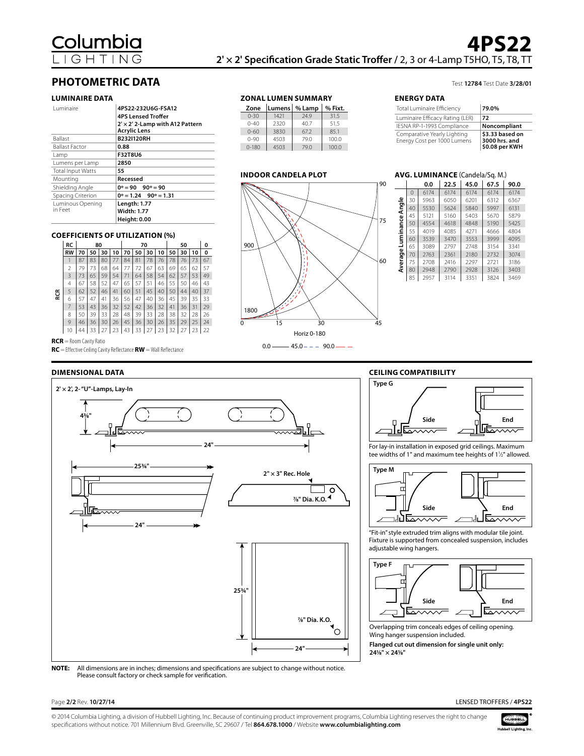# 4PS22

**2' × 2' Specification Grade Static Troffer** / 2, 3 or 4-Lamp T5HO, T5, T8, TT

## PHOTOMETRIC DATA

Test **12784** Test Date **3/28/01**

### LUMINAIRE DATA

| | |
|---|---|
| Luminaire | **4PS22-232U6G-FSA12**<br>**4PS Lensed Troffer**<br>**2' × 2' 2-Lamp with A12 Pattern Acrylic Lens** |
| Ballast | **B232I120RH** |
| Ballast Factor | **0.88** |
| Lamp | **F32T8U6** |
| Lumens per Lamp | **2850** |
| Total Input Watts | **55** |
| Mounting | **Recessed** |
| Shielding Angle | **0° = 90 90° = 90** |
| Spacing Criterion | **0° = 1.24 90° = 1.31** |
| Luminous Opening in Feet | **Length: 1.77**<br>**Width: 1.77**<br>**Height: 0.00** |

### ZONAL LUMEN SUMMARY

| Zone | Lumens | % Lamp | % Fixt. |
|---|---|---|---|
| 0-30 | 1421 | 24.9 | 31.5 |
| 0-40 | 2320 | 40.7 | 51.5 |
| 0-60 | 3830 | 67.2 | 85.1 |
| 0-90 | 4503 | 79.0 | 100.0 |
| 0-180 | 4503 | 79.0 | 100.0 |

### ENERGY DATA

| | |
|---|---|
| Total Luminaire Efficiency | **79.0%** |
| Luminaire Efficacy Rating (LER) | **72** |
| IESNA RP-1-1993 Compliance | **Noncompliant** |
| Comparative Yearly Lighting Energy Cost per 1000 Lumens | **$3.33 based on 3000 hrs. and $0.08 per KWH** |

### COEFFICIENTS OF UTILIZATION (%)

| RC | 80 | | | | 70 | | | | 50 | | | 0 |
|---|---|---|---|---|---|---|---|---|---|---|---|---|
| RW | 70 | 50 | 30 | 10 | 70 | 50 | 30 | 10 | 50 | 30 | 10 | 0 |
| RCR 1 | 87 | 83 | 80 | 77 | 84 | 81 | 78 | 76 | 78 | 76 | 73 | 67 |
| 2 | 79 | 73 | 68 | 64 | 77 | 72 | 67 | 63 | 69 | 65 | 62 | 57 |
| 3 | 73 | 65 | 59 | 54 | 71 | 64 | 58 | 54 | 62 | 57 | 53 | 49 |
| 4 | 67 | 58 | 52 | 47 | 65 | 57 | 51 | 46 | 55 | 50 | 46 | 43 |
| 5 | 62 | 52 | 46 | 41 | 60 | 51 | 45 | 40 | 50 | 44 | 40 | 37 |
| 6 | 57 | 47 | 41 | 36 | 56 | 47 | 40 | 36 | 45 | 39 | 35 | 33 |
| 7 | 53 | 43 | 36 | 32 | 52 | 42 | 36 | 32 | 41 | 36 | 31 | 29 |
| 8 | 50 | 39 | 33 | 28 | 48 | 39 | 33 | 28 | 38 | 32 | 28 | 26 |
| 9 | 46 | 36 | 30 | 26 | 45 | 36 | 30 | 26 | 35 | 29 | 25 | 24 |
| 10 | 44 | 33 | 27 | 23 | 43 | 33 | 27 | 23 | 32 | 27 | 23 | 22 |

**RCR** = Room Cavity Ratio
**RC** = Effective Ceiling Cavity Reflectance **RW** = Wall Reflectance

### INDOOR CANDELA PLOT

Horiz 0-180

0.0 ——— 45.0 – – – 90.0 — —

### AVG. LUMINANCE (Candela/Sq. M.)

| Average Luminance Angle | 0.0 | 22.5 | 45.0 | 67.5 | 90.0 |
|---|---|---|---|---|---|
| 0 | 6174 | 6174 | 6174 | 6174 | 6174 |
| 30 | 5963 | 6050 | 6201 | 6312 | 6367 |
| 40 | 5530 | 5624 | 5840 | 5997 | 6131 |
| 45 | 5121 | 5160 | 5403 | 5670 | 5879 |
| 50 | 4554 | 4618 | 4848 | 5190 | 5425 |
| 55 | 4019 | 4085 | 4271 | 4666 | 4804 |
| 60 | 3539 | 3470 | 3553 | 3999 | 4095 |
| 65 | 3089 | 2797 | 2748 | 3154 | 3341 |
| 70 | 2763 | 2361 | 2180 | 2732 | 3074 |
| 75 | 2708 | 2416 | 2297 | 2721 | 3186 |
| 80 | 2948 | 2790 | 2928 | 3126 | 3403 |
| 85 | 2957 | 3114 | 3351 | 3824 | 3469 |

### DIMENSIONAL DATA

2' × 2', 2-"U"-Lamps, Lay-In

4⅜" 24" 25¾" 24" 2" × 3" Rec. Hole ⅞" Dia. K.O. 25¾" ⅞" Dia. K.O. 24"

**NOTE:** All dimensions are in inches; dimensions and specifications are subject to change without notice. Please consult factory or check sample for verification.

### CEILING COMPATIBILITY

**Type G** (Side, End)

For lay-in installation in exposed grid ceilings. Maximum tee widths of 1" and maximum tee heights of 1½" allowed.

**Type M** (Side, End)

"Fit-in" style extruded trim aligns with modular tile joint. Fixture is supported from concealed suspension, includes adjustable wing hangers.

**Type F** (Side, End)

Overlapping trim conceals edges of ceiling opening. Wing hanger suspension included.

**Flanged cut out dimension for single unit only: 24⅛" × 24⅛"**

© 2014 Columbia Lighting, a division of Hubbell Lighting, Inc. Because of continuing product improvement programs, Columbia Lighting reserves the right to change specifications without notice. 701 Millennium Blvd. Greenville, SC 29607 / Tel **864.678.1000** / Website **www.columbialighting.com**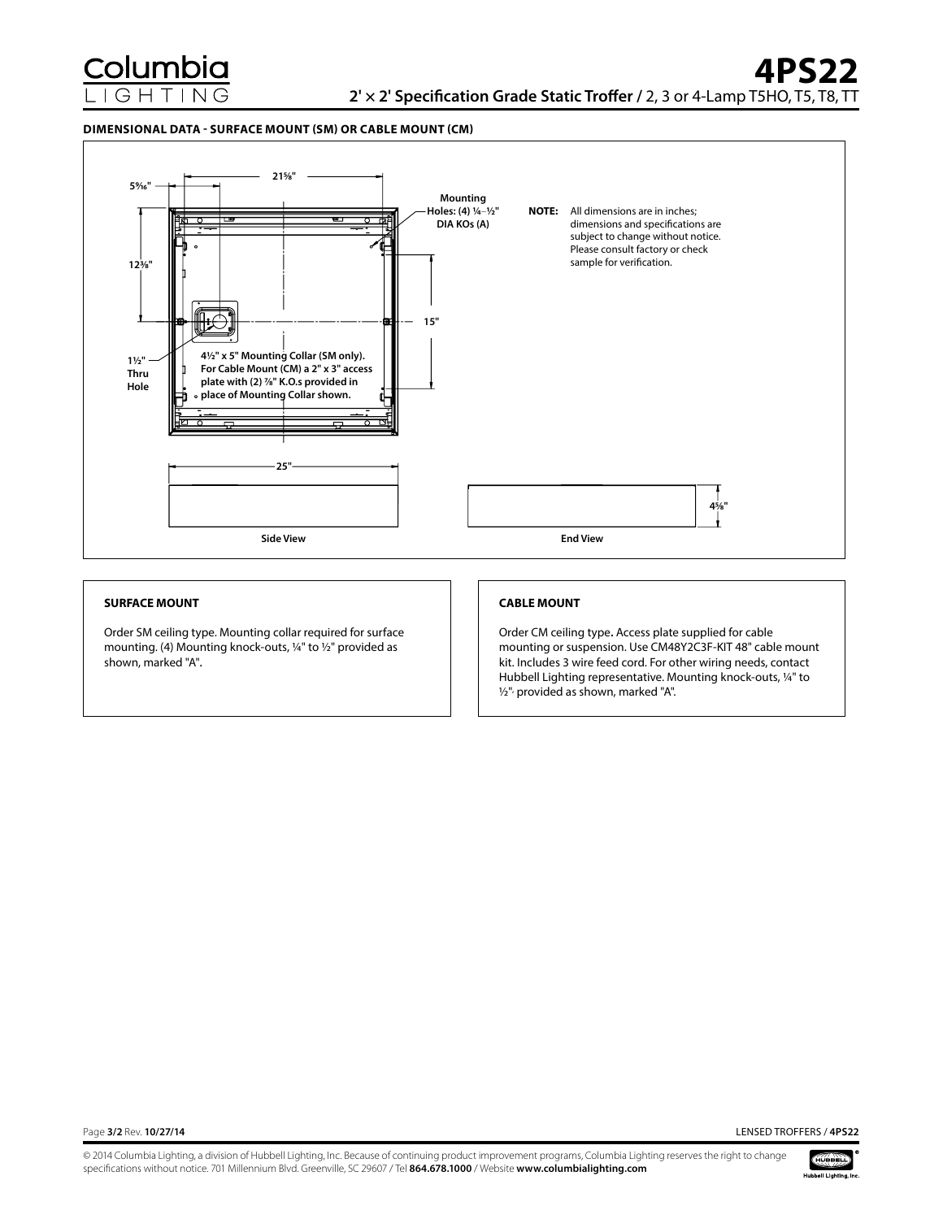# 4PS22

**2' × 2' Specification Grade Static Troffer** / 2, 3 or 4-Lamp T5HO, T5, T8, TT

## DIMENSIONAL DATA - SURFACE MOUNT (SM) OR CABLE MOUNT (CM)

21⅝"

5⁹⁄₁₆"

12⅜"

Mounting Holes: (4) ¼–½" DIA KOs (A)

15"

1½" Thru Hole

4½" x 5" Mounting Collar (SM only). For Cable Mount (CM) a 2" x 3" access plate with (2) ⅞" K.O.s provided in place of Mounting Collar shown.

25"

4⅝"

Side View

End View

**NOTE:** All dimensions are in inches; dimensions and specifications are subject to change without notice. Please consult factory or check sample for verification.

### SURFACE MOUNT

Order SM ceiling type. Mounting collar required for surface mounting. (4) Mounting knock-outs, ¼" to ½" provided as shown, marked "A".

### CABLE MOUNT

Order CM ceiling type**.** Access plate supplied for cable mounting or suspension. Use CM48Y2C3F-KIT 48" cable mount kit. Includes 3 wire feed cord. For other wiring needs, contact Hubbell Lighting representative. Mounting knock-outs, ¼" to ½", provided as shown, marked "A".

© 2014 Columbia Lighting, a division of Hubbell Lighting, Inc. Because of continuing product improvement programs, Columbia Lighting reserves the right to change specifications without notice. 701 Millennium Blvd. Greenville, SC 29607 / Tel **864.678.1000** / Website **www.columbialighting.com**